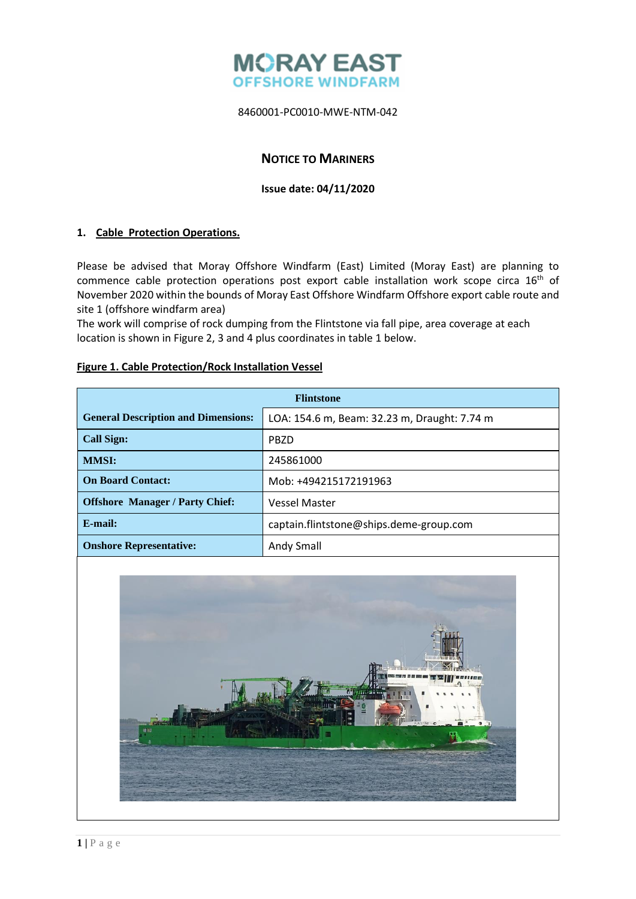MORAY EAST
OFFSHORE WINDFARM

8460001-PC0010-MWE-NTM-042

# NOTICE TO MARINERS

**Issue date: 04/11/2020**

## 1. Cable Protection Operations.

Please be advised that Moray Offshore Windfarm (East) Limited (Moray East) are planning to commence cable protection operations post export cable installation work scope circa 16th of November 2020 within the bounds of Moray East Offshore Windfarm Offshore export cable route and site 1 (offshore windfarm area)

The work will comprise of rock dumping from the Flintstone via fall pipe, area coverage at each location is shown in Figure 2, 3 and 4 plus coordinates in table 1 below.

**Figure 1. Cable Protection/Rock Installation Vessel**

| Flintstone | |
|---|---|
| **General Description and Dimensions:** | LOA: 154.6 m, Beam: 32.23 m, Draught: 7.74 m |
| **Call Sign:** | PBZD |
| **MMSI:** | 245861000 |
| **On Board Contact:** | Mob: +494215172191963 |
| **Offshore Manager / Party Chief:** | Vessel Master |
| **E-mail:** | captain.flintstone@ships.deme-group.com |
| **Onshore Representative:** | Andy Small |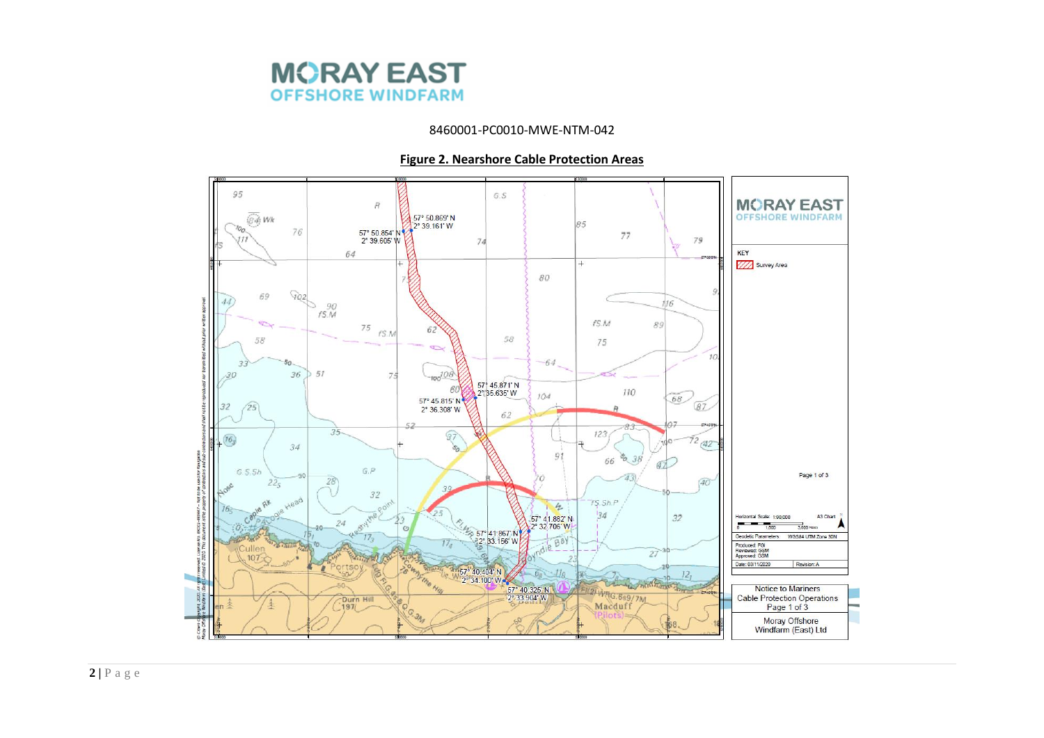8460001-PC0010-MWE-NTM-042

**Figure 2. Nearshore Cable Protection Areas**

MORAY EAST
OFFSHORE WINDFARM

KEY

Survey Area

57° 50.869' N
2° 39.161' W

57° 50.854' N
2° 39.605' W

57° 45.871' N
2° 35.635' W

57° 45.815' N
2° 36.308' W

57° 41.882' N
2° 32.706' W

57° 41.867' N
2° 33.156' W

57° 40.404' N
2° 34.100' W

57° 40.325' N
2° 33.904' W

Page 1 of 3

Horizontal Scale: 1:90,000

A3 Chart

Geodetic Parameters: WGS84 UTM Zone 30N

Produced: FGI
Reviewed: GSM
Approved: GSM

Date: 03/11/2020

Revision: A

Notice to Mariners
Cable Protection Operations
Page 1 of 3

Moray Offshore Windfarm (East) Ltd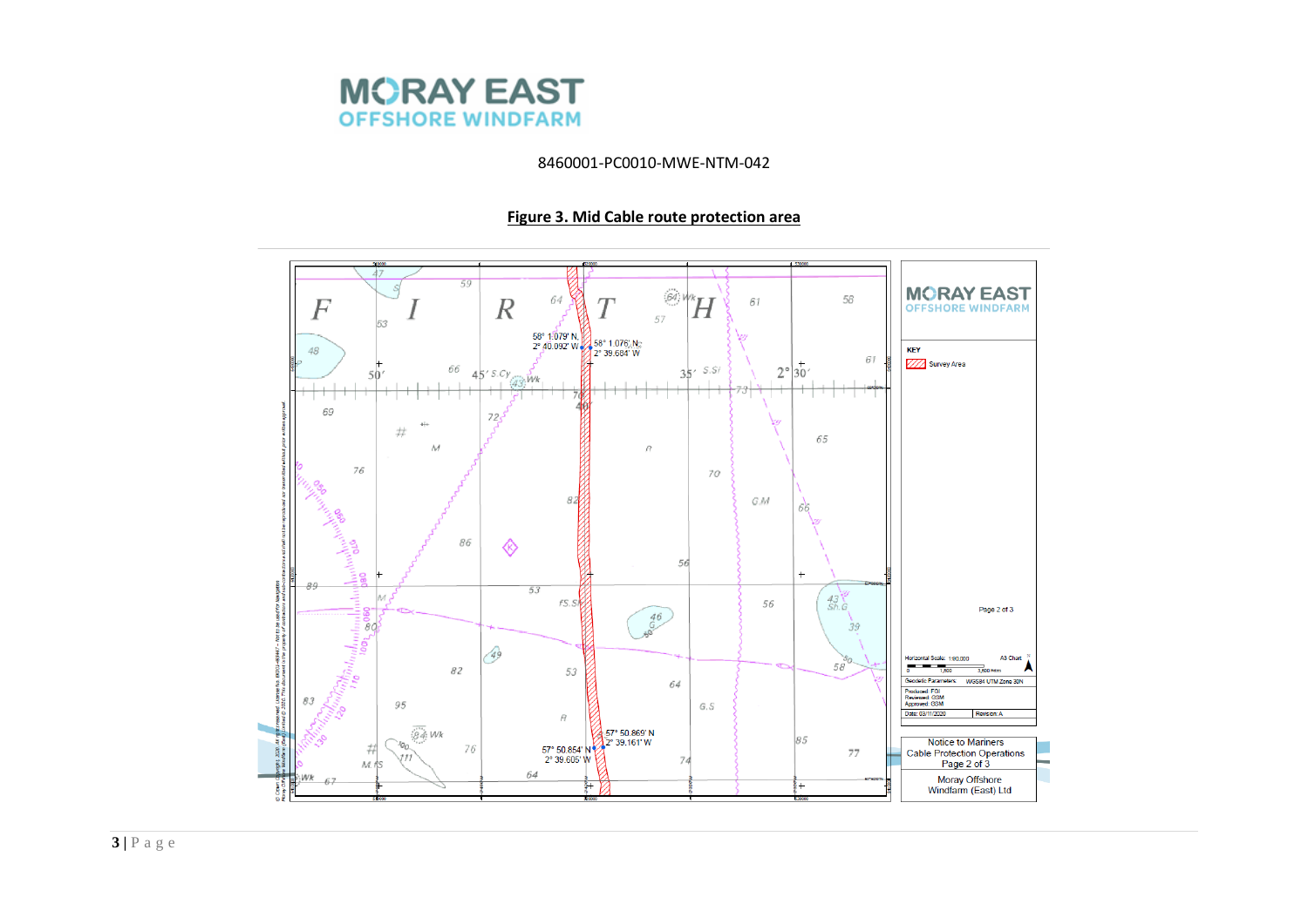8460001-PC0010-MWE-NTM-042

**Figure 3. Mid Cable route protection area**

58° 1.079' N, 2° 40.092' W

58° 1.076' N, 2° 39.684' W

57° 50.869' N 2° 39.161' W

57° 50.854' N 2° 39.605' W

MORAY EAST OFFSHORE WINDFARM

KEY

Survey Area

Page 2 of 3

Horizontal Scale: 1:90,000

A3 Chart

Geodetic Parameters: WGS84 UTM Zone 30N

Produced: FGI

Reviewed: GSM

Approved: GSM

Date: 03/11/2020

Revision: A

Notice to Mariners Cable Protection Operations Page 2 of 3

Moray Offshore Windfarm (East) Ltd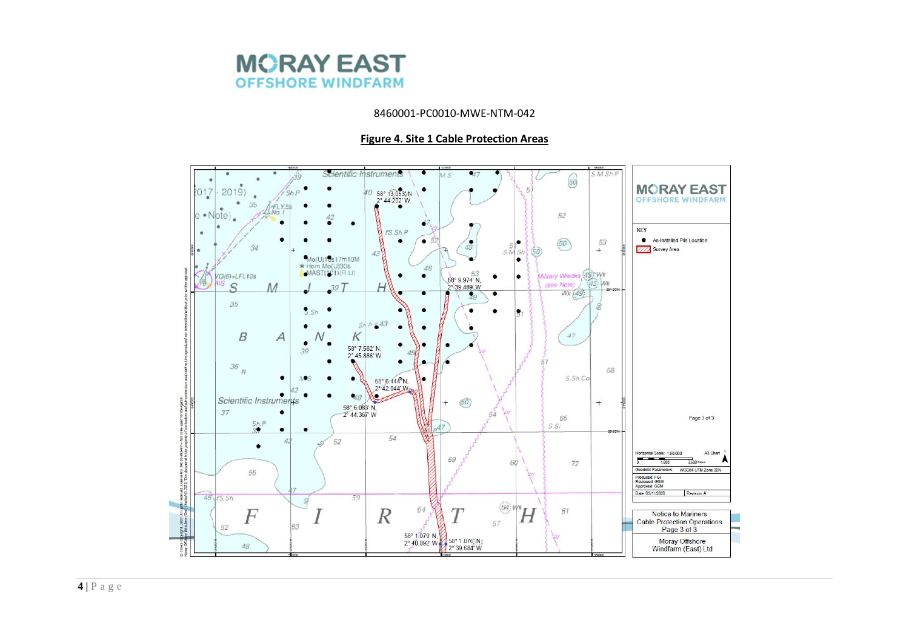8460001-PC0010-MWE-NTM-042

**Figure 4. Site 1 Cable Protection Areas**

58° 13.053' N
2° 44.202' W

58° 9.974' N
2° 39.489' W

58° 7.582' N
2° 45.886' W

58° 6.444' N
2° 42.044' W

58° 6.083' N
2° 44.367' W

58° 1.079' N
2° 40.092' W

58° 1.076' N
2° 39.684' W

MORAY EAST OFFSHORE WINDFARM

KEY

As-Installed Pile Location

Survey Area

Page 3 of 3

Horizontal Scale: 1:60,000

A3 Chart

Geodetic Parameters: WGS84 UTM Zone 30N

Produced: FGI
Reviewed: GSM
Approved: GSM

Date: 03/11/2020

Revision: A

Notice to Mariners
Cable Protection Operations
Page 3 of 3

Moray Offshore Windfarm (East) Ltd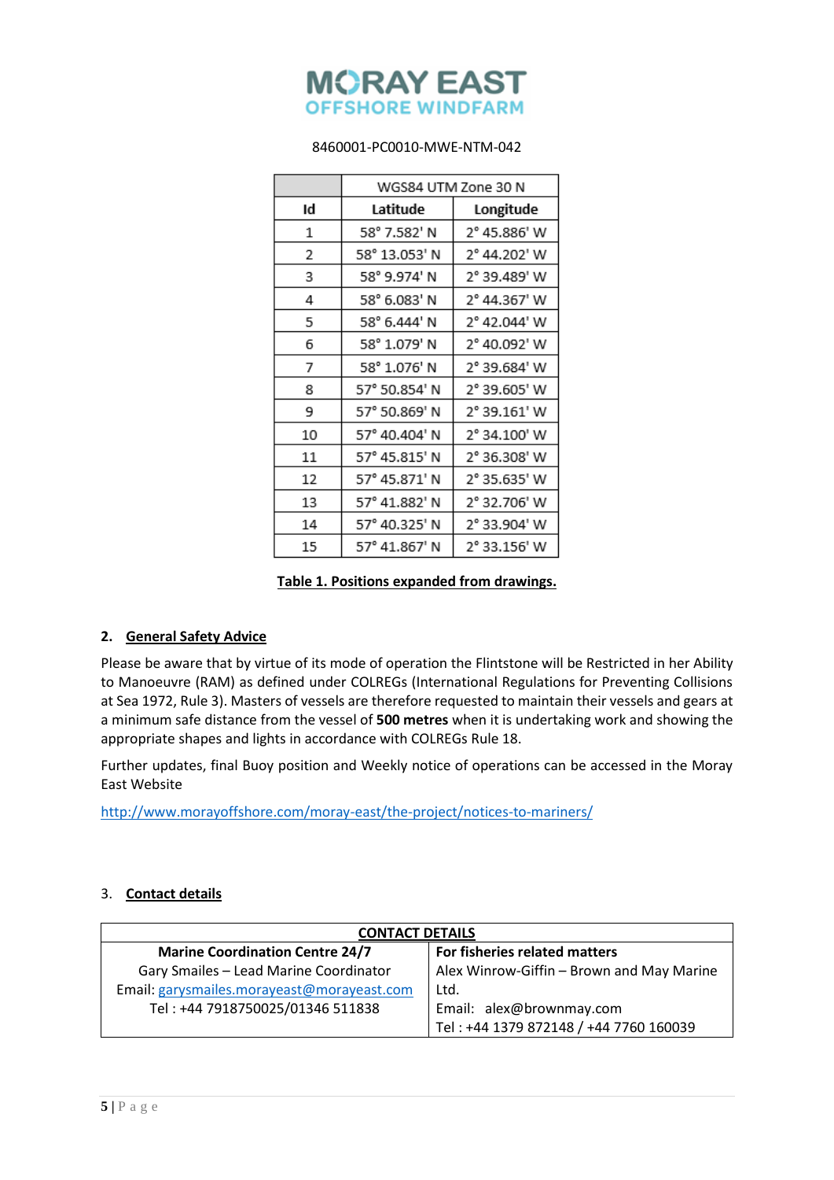8460001-PC0010-MWE-NTM-042

| | WGS84 UTM Zone 30 N | |
|---|---|---|
| **Id** | **Latitude** | **Longitude** |
| 1 | 58° 7.582' N | 2° 45.886' W |
| 2 | 58° 13.053' N | 2° 44.202' W |
| 3 | 58° 9.974' N | 2° 39.489' W |
| 4 | 58° 6.083' N | 2° 44.367' W |
| 5 | 58° 6.444' N | 2° 42.044' W |
| 6 | 58° 1.079' N | 2° 40.092' W |
| 7 | 58° 1.076' N | 2° 39.684' W |
| 8 | 57° 50.854' N | 2° 39.605' W |
| 9 | 57° 50.869' N | 2° 39.161' W |
| 10 | 57° 40.404' N | 2° 34.100' W |
| 11 | 57° 45.815' N | 2° 36.308' W |
| 12 | 57° 45.871' N | 2° 35.635' W |
| 13 | 57° 41.882' N | 2° 32.706' W |
| 14 | 57° 40.325' N | 2° 33.904' W |
| 15 | 57° 41.867' N | 2° 33.156' W |

**Table 1. Positions expanded from drawings.**

## 2. General Safety Advice

Please be aware that by virtue of its mode of operation the Flintstone will be Restricted in her Ability to Manoeuvre (RAM) as defined under COLREGs (International Regulations for Preventing Collisions at Sea 1972, Rule 3). Masters of vessels are therefore requested to maintain their vessels and gears at a minimum safe distance from the vessel of **500 metres** when it is undertaking work and showing the appropriate shapes and lights in accordance with COLREGs Rule 18.

Further updates, final Buoy position and Weekly notice of operations can be accessed in the Moray East Website

http://www.morayoffshore.com/moray-east/the-project/notices-to-mariners/

## 3. Contact details

| **CONTACT DETAILS** | |
|---|---|
| **Marine Coordination Centre 24/7**<br>Gary Smailes – Lead Marine Coordinator<br>Email: garysmailes.morayeast@morayeast.com<br>Tel : +44 7918750025/01346 511838 | **For fisheries related matters**<br>Alex Winrow-Giffin – Brown and May Marine Ltd.<br>Email: alex@brownmay.com<br>Tel : +44 1379 872148 / +44 7760 160039 |